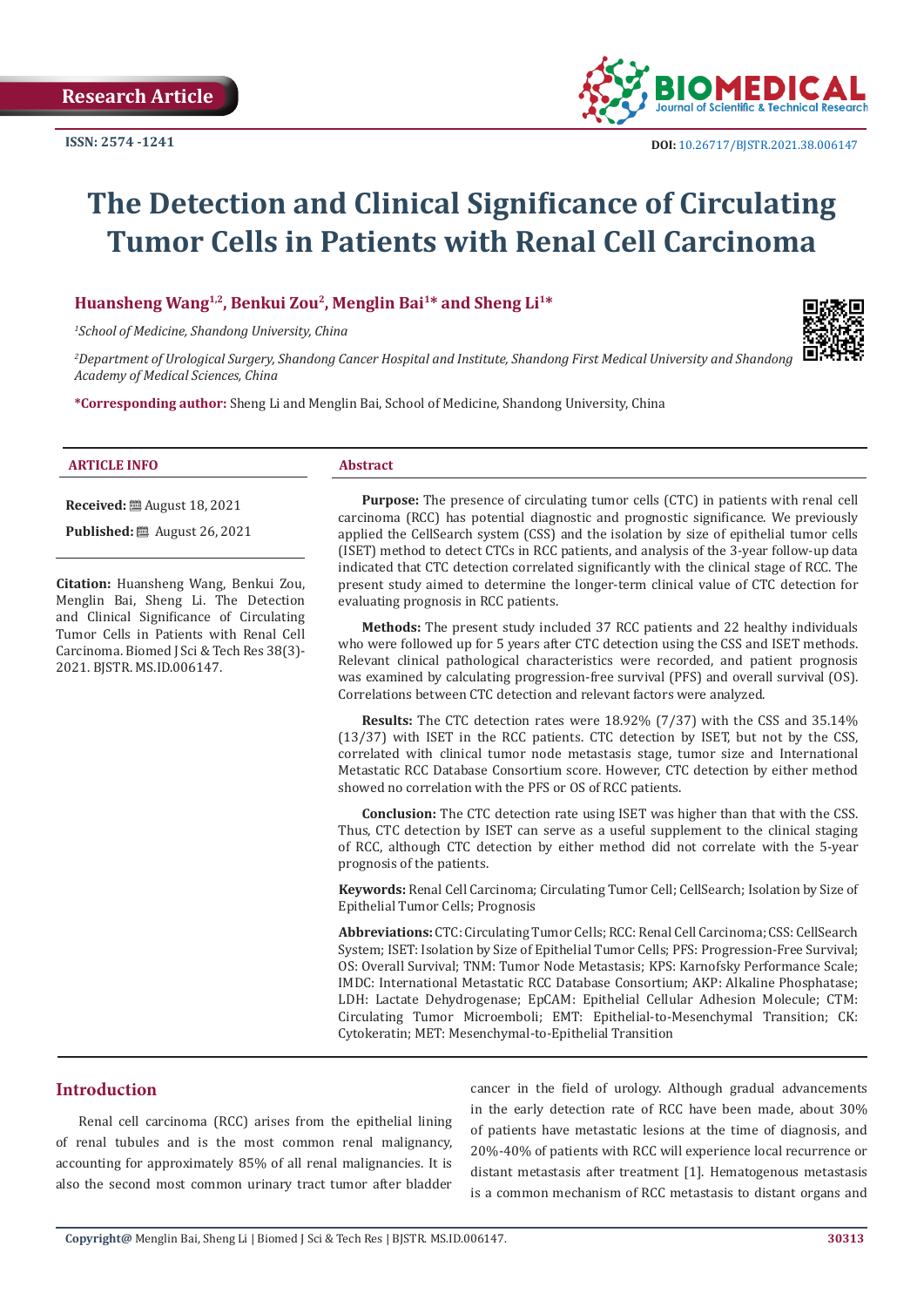Research Article

ISSN: 2574 -1241

DOI: 10.26717/BJSTR.2021.38.006147

# The Detection and Clinical Significance of Circulating Tumor Cells in Patients with Renal Cell Carcinoma

**Huansheng Wang[1,2], Benkui Zou[2], Menglin Bai[1]* and Sheng Li[1]***

[1]*School of Medicine, Shandong University, China*

[2]*Department of Urological Surgery, Shandong Cancer Hospital and Institute, Shandong First Medical University and Shandong Academy of Medical Sciences, China*

**\*Corresponding author:** Sheng Li and Menglin Bai, School of Medicine, Shandong University, China

**ARTICLE INFO**

**Received:** August 18, 2021

**Published:** August 26, 2021

**Citation:** Huansheng Wang, Benkui Zou, Menglin Bai, Sheng Li. The Detection and Clinical Significance of Circulating Tumor Cells in Patients with Renal Cell Carcinoma. Biomed J Sci & Tech Res 38(3)-2021. BJSTR. MS.ID.006147.

**Abstract**

**Purpose:** The presence of circulating tumor cells (CTC) in patients with renal cell carcinoma (RCC) has potential diagnostic and prognostic significance. We previously applied the CellSearch system (CSS) and the isolation by size of epithelial tumor cells (ISET) method to detect CTCs in RCC patients, and analysis of the 3-year follow-up data indicated that CTC detection correlated significantly with the clinical stage of RCC. The present study aimed to determine the longer-term clinical value of CTC detection for evaluating prognosis in RCC patients.

**Methods:** The present study included 37 RCC patients and 22 healthy individuals who were followed up for 5 years after CTC detection using the CSS and ISET methods. Relevant clinical pathological characteristics were recorded, and patient prognosis was examined by calculating progression-free survival (PFS) and overall survival (OS). Correlations between CTC detection and relevant factors were analyzed.

**Results:** The CTC detection rates were 18.92% (7/37) with the CSS and 35.14% (13/37) with ISET in the RCC patients. CTC detection by ISET, but not by the CSS, correlated with clinical tumor node metastasis stage, tumor size and International Metastatic RCC Database Consortium score. However, CTC detection by either method showed no correlation with the PFS or OS of RCC patients.

**Conclusion:** The CTC detection rate using ISET was higher than that with the CSS. Thus, CTC detection by ISET can serve as a useful supplement to the clinical staging of RCC, although CTC detection by either method did not correlate with the 5-year prognosis of the patients.

**Keywords:** Renal Cell Carcinoma; Circulating Tumor Cell; CellSearch; Isolation by Size of Epithelial Tumor Cells; Prognosis

**Abbreviations:** CTC: Circulating Tumor Cells; RCC: Renal Cell Carcinoma; CSS: CellSearch System; ISET: Isolation by Size of Epithelial Tumor Cells; PFS: Progression-Free Survival; OS: Overall Survival; TNM: Tumor Node Metastasis; KPS: Karnofsky Performance Scale; IMDC: International Metastatic RCC Database Consortium; AKP: Alkaline Phosphatase; LDH: Lactate Dehydrogenase; EpCAM: Epithelial Cellular Adhesion Molecule; CTM: Circulating Tumor Microemboli; EMT: Epithelial-to-Mesenchymal Transition; CK: Cytokeratin; MET: Mesenchymal-to-Epithelial Transition

## Introduction

Renal cell carcinoma (RCC) arises from the epithelial lining of renal tubules and is the most common renal malignancy, accounting for approximately 85% of all renal malignancies. It is also the second most common urinary tract tumor after bladder cancer in the field of urology. Although gradual advancements in the early detection rate of RCC have been made, about 30% of patients have metastatic lesions at the time of diagnosis, and 20%-40% of patients with RCC will experience local recurrence or distant metastasis after treatment [1]. Hematogenous metastasis is a common mechanism of RCC metastasis to distant organs and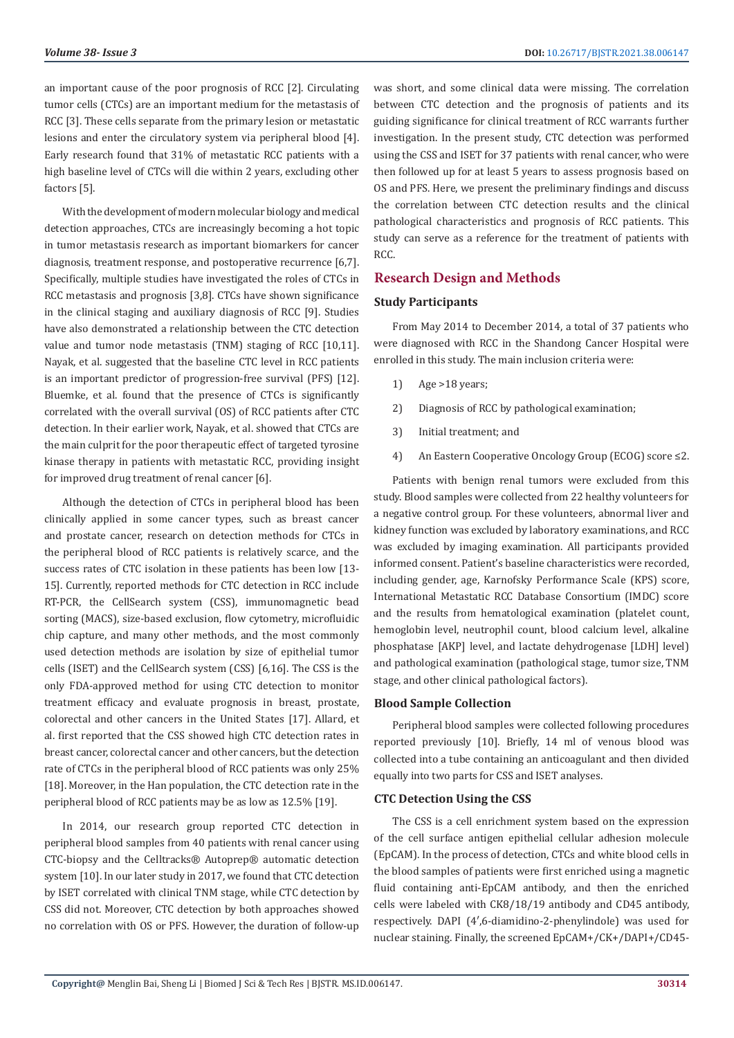an important cause of the poor prognosis of RCC [2]. Circulating tumor cells (CTCs) are an important medium for the metastasis of RCC [3]. These cells separate from the primary lesion or metastatic lesions and enter the circulatory system via peripheral blood [4]. Early research found that 31% of metastatic RCC patients with a high baseline level of CTCs will die within 2 years, excluding other factors [5].

With the development of modern molecular biology and medical detection approaches, CTCs are increasingly becoming a hot topic in tumor metastasis research as important biomarkers for cancer diagnosis, treatment response, and postoperative recurrence [6,7]. Specifically, multiple studies have investigated the roles of CTCs in RCC metastasis and prognosis [3,8]. CTCs have shown significance in the clinical staging and auxiliary diagnosis of RCC [9]. Studies have also demonstrated a relationship between the CTC detection value and tumor node metastasis (TNM) staging of RCC [10,11]. Nayak, et al. suggested that the baseline CTC level in RCC patients is an important predictor of progression-free survival (PFS) [12]. Bluemke, et al. found that the presence of CTCs is significantly correlated with the overall survival (OS) of RCC patients after CTC detection. In their earlier work, Nayak, et al. showed that CTCs are the main culprit for the poor therapeutic effect of targeted tyrosine kinase therapy in patients with metastatic RCC, providing insight for improved drug treatment of renal cancer [6].

Although the detection of CTCs in peripheral blood has been clinically applied in some cancer types, such as breast cancer and prostate cancer, research on detection methods for CTCs in the peripheral blood of RCC patients is relatively scarce, and the success rates of CTC isolation in these patients has been low [13-15]. Currently, reported methods for CTC detection in RCC include RT-PCR, the CellSearch system (CSS), immunomagnetic bead sorting (MACS), size-based exclusion, flow cytometry, microfluidic chip capture, and many other methods, and the most commonly used detection methods are isolation by size of epithelial tumor cells (ISET) and the CellSearch system (CSS) [6,16]. The CSS is the only FDA-approved method for using CTC detection to monitor treatment efficacy and evaluate prognosis in breast, prostate, colorectal and other cancers in the United States [17]. Allard, et al. first reported that the CSS showed high CTC detection rates in breast cancer, colorectal cancer and other cancers, but the detection rate of CTCs in the peripheral blood of RCC patients was only 25% [18]. Moreover, in the Han population, the CTC detection rate in the peripheral blood of RCC patients may be as low as 12.5% [19].

In 2014, our research group reported CTC detection in peripheral blood samples from 40 patients with renal cancer using CTC-biopsy and the Celltracks® Autoprep® automatic detection system [10]. In our later study in 2017, we found that CTC detection by ISET correlated with clinical TNM stage, while CTC detection by CSS did not. Moreover, CTC detection by both approaches showed no correlation with OS or PFS. However, the duration of follow-up was short, and some clinical data were missing. The correlation between CTC detection and the prognosis of patients and its guiding significance for clinical treatment of RCC warrants further investigation. In the present study, CTC detection was performed using the CSS and ISET for 37 patients with renal cancer, who were then followed up for at least 5 years to assess prognosis based on OS and PFS. Here, we present the preliminary findings and discuss the correlation between CTC detection results and the clinical pathological characteristics and prognosis of RCC patients. This study can serve as a reference for the treatment of patients with RCC.

## Research Design and Methods

### Study Participants

From May 2014 to December 2014, a total of 37 patients who were diagnosed with RCC in the Shandong Cancer Hospital were enrolled in this study. The main inclusion criteria were:

1) Age >18 years;
2) Diagnosis of RCC by pathological examination;
3) Initial treatment; and
4) An Eastern Cooperative Oncology Group (ECOG) score ≤2.

Patients with benign renal tumors were excluded from this study. Blood samples were collected from 22 healthy volunteers for a negative control group. For these volunteers, abnormal liver and kidney function was excluded by laboratory examinations, and RCC was excluded by imaging examination. All participants provided informed consent. Patient's baseline characteristics were recorded, including gender, age, Karnofsky Performance Scale (KPS) score, International Metastatic RCC Database Consortium (IMDC) score and the results from hematological examination (platelet count, hemoglobin level, neutrophil count, blood calcium level, alkaline phosphatase [AKP] level, and lactate dehydrogenase [LDH] level) and pathological examination (pathological stage, tumor size, TNM stage, and other clinical pathological factors).

### Blood Sample Collection

Peripheral blood samples were collected following procedures reported previously [10]. Briefly, 14 ml of venous blood was collected into a tube containing an anticoagulant and then divided equally into two parts for CSS and ISET analyses.

### CTC Detection Using the CSS

The CSS is a cell enrichment system based on the expression of the cell surface antigen epithelial cellular adhesion molecule (EpCAM). In the process of detection, CTCs and white blood cells in the blood samples of patients were first enriched using a magnetic fluid containing anti-EpCAM antibody, and then the enriched cells were labeled with CK8/18/19 antibody and CD45 antibody, respectively. DAPI (4′,6-diamidino-2-phenylindole) was used for nuclear staining. Finally, the screened EpCAM+/CK+/DAPI+/CD45-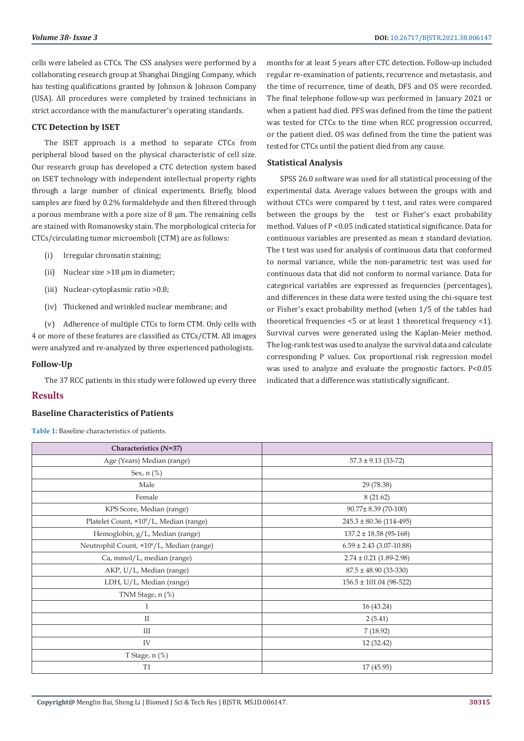cells were labeled as CTCs. The CSS analyses were performed by a collaborating research group at Shanghai Dingjing Company, which has testing qualifications granted by Johnson & Johnson Company (USA). All procedures were completed by trained technicians in strict accordance with the manufacturer's operating standards.

### CTC Detection by ISET

The ISET approach is a method to separate CTCs from peripheral blood based on the physical characteristic of cell size. Our research group has developed a CTC detection system based on ISET technology with independent intellectual property rights through a large number of clinical experiments. Briefly, blood samples are fixed by 0.2% formaldehyde and then filtered through a porous membrane with a pore size of 8 μm. The remaining cells are stained with Romanowsky stain. The morphological criteria for CTCs/circulating tumor microemboli (CTM) are as follows:

(i) Irregular chromatin staining;

(ii) Nuclear size >18 μm in diameter;

(iii) Nuclear-cytoplasmic ratio >0.8;

(iv) Thickened and wrinkled nuclear membrane; and

(v) Adherence of multiple CTCs to form CTM. Only cells with 4 or more of these features are classified as CTCs/CTM. All images were analyzed and re-analyzed by three experienced pathologists.

### Follow-Up

The 37 RCC patients in this study were followed up every three months for at least 5 years after CTC detection. Follow-up included regular re-examination of patients, recurrence and metastasis, and the time of recurrence, time of death, DFS and OS were recorded. The final telephone follow-up was performed in January 2021 or when a patient had died. PFS was defined from the time the patient was tested for CTCs to the time when RCC progression occurred, or the patient died. OS was defined from the time the patient was tested for CTCs until the patient died from any cause.

### Statistical Analysis

SPSS 26.0 software was used for all statistical processing of the experimental data. Average values between the groups with and without CTCs were compared by t test, and rates were compared between the groups by the test or Fisher's exact probability method. Values of $P < 0.05$ indicated statistical significance. Data for continuous variables are presented as mean ± standard deviation. The t test was used for analysis of continuous data that conformed to normal variance, while the non-parametric test was used for continuous data that did not conform to normal variance. Data for categorical variables are expressed as frequencies (percentages), and differences in these data were tested using the chi-square test or Fisher's exact probability method (when 1/5 of the tables had theoretical frequencies <5 or at least 1 theoretical frequency <1). Survival curves were generated using the Kaplan-Meier method. The log-rank test was used to analyze the survival data and calculate corresponding P values. Cox proportional risk regression model was used to analyze and evaluate the prognostic factors. $P<0.05$ indicated that a difference was statistically significant.

## Results

### Baseline Characteristics of Patients

**Table 1:** Baseline characteristics of patients.

| Characteristics (N=37) | |
|---|---|
| Age (Years) Median (range) | 57.3 ± 9.13 (33-72) |
| Sex, n (%) | |
| Male | 29 (78.38) |
| Female | 8 (21.62) |
| KPS Score, Median (range) | 90.77± 8.39 (70-100) |
| Platelet Count, $\times 10^9$/L, Median (range) | 245.3 ± 80.36 (114-495) |
| Hemoglobin, g/L, Median (range) | 137.2 ± 18.58 (95-168) |
| Neutrophil Count, $\times 10^9$/L, Median (range) | 6.59 ± 2.43 (3.07-10.88) |
| Ca, mmol/L, median (range) | 2.74 ± 0.21 (1.89-2.98) |
| AKP, U/L, Median (range) | 87.5 ± 48.90 (33-330) |
| LDH, U/L, Median (range) | 156.5 ± 101.04 (98-522) |
| TNM Stage, n (%) | |
| I | 16 (43.24) |
| II | 2 (5.41) |
| III | 7 (18.92) |
| IV | 12 (32.42) |
| T Stage, n (%) | |
| T1 | 17 (45.95) |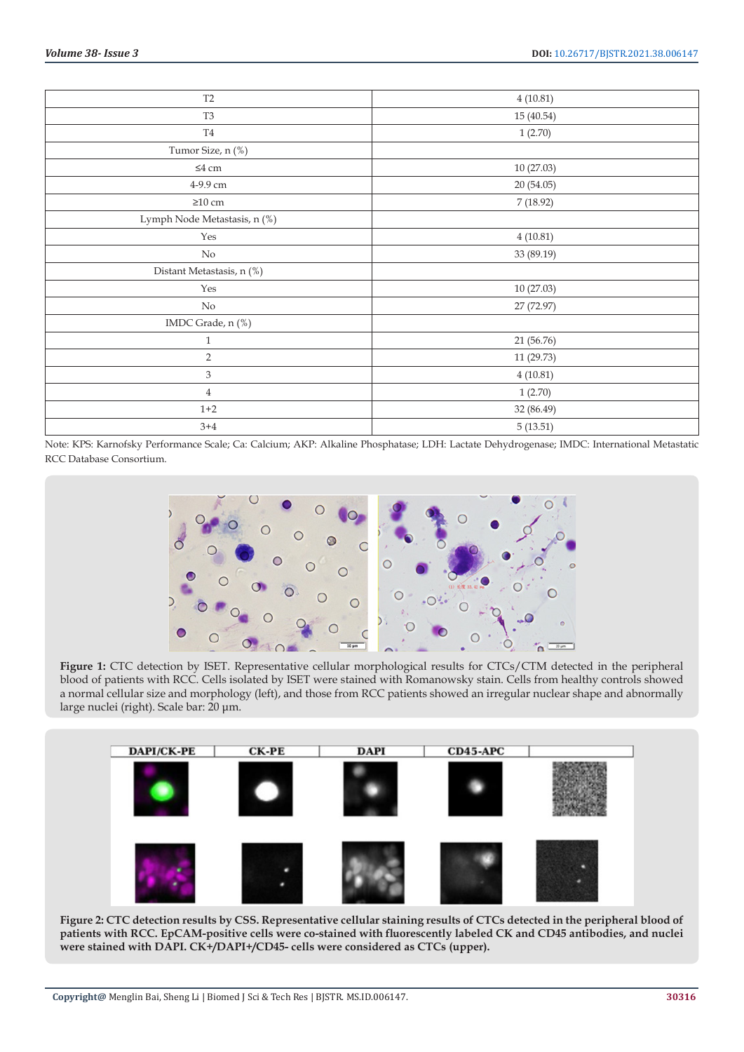| | |
|---|---|
| T2 | 4 (10.81) |
| T3 | 15 (40.54) |
| T4 | 1 (2.70) |
| Tumor Size, n (%) | |
| ≤4 cm | 10 (27.03) |
| 4-9.9 cm | 20 (54.05) |
| ≥10 cm | 7 (18.92) |
| Lymph Node Metastasis, n (%) | |
| Yes | 4 (10.81) |
| No | 33 (89.19) |
| Distant Metastasis, n (%) | |
| Yes | 10 (27.03) |
| No | 27 (72.97) |
| IMDC Grade, n (%) | |
| 1 | 21 (56.76) |
| 2 | 11 (29.73) |
| 3 | 4 (10.81) |
| 4 | 1 (2.70) |
| 1+2 | 32 (86.49) |
| 3+4 | 5 (13.51) |

Note: KPS: Karnofsky Performance Scale; Ca: Calcium; AKP: Alkaline Phosphatase; LDH: Lactate Dehydrogenase; IMDC: International Metastatic RCC Database Consortium.

**Figure 1:** CTC detection by ISET. Representative cellular morphological results for CTCs/CTM detected in the peripheral blood of patients with RCC. Cells isolated by ISET were stained with Romanowsky stain. Cells from healthy controls showed a normal cellular size and morphology (left), and those from RCC patients showed an irregular nuclear shape and abnormally large nuclei (right). Scale bar: 20 μm.

**Figure 2: CTC detection results by CSS. Representative cellular staining results of CTCs detected in the peripheral blood of patients with RCC. EpCAM-positive cells were co-stained with fluorescently labeled CK and CD45 antibodies, and nuclei were stained with DAPI. CK+/DAPI+/CD45- cells were considered as CTCs (upper).**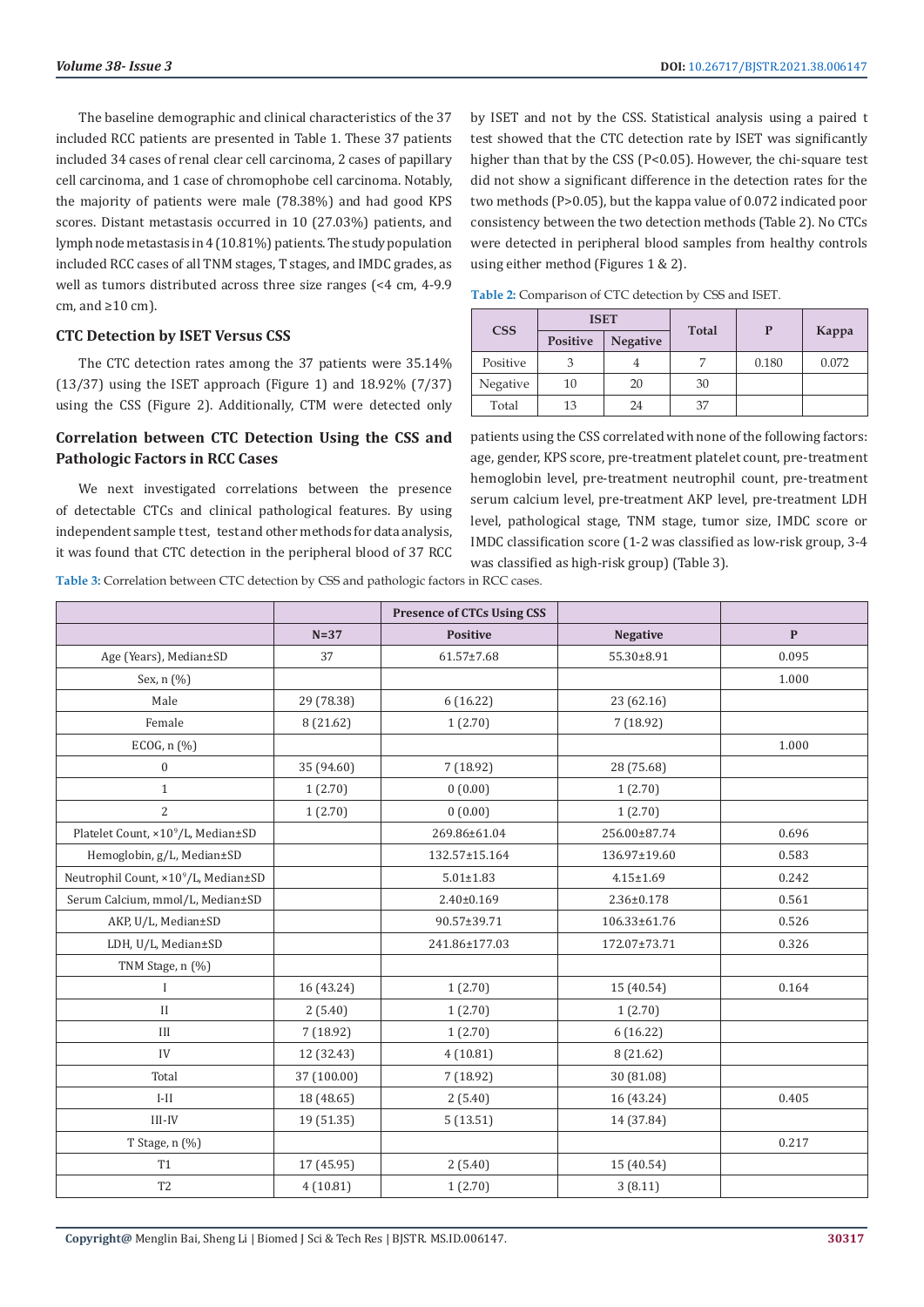The baseline demographic and clinical characteristics of the 37 included RCC patients are presented in Table 1. These 37 patients included 34 cases of renal clear cell carcinoma, 2 cases of papillary cell carcinoma, and 1 case of chromophobe cell carcinoma. Notably, the majority of patients were male (78.38%) and had good KPS scores. Distant metastasis occurred in 10 (27.03%) patients, and lymph node metastasis in 4 (10.81%) patients. The study population included RCC cases of all TNM stages, T stages, and IMDC grades, as well as tumors distributed across three size ranges (<4 cm, 4-9.9 cm, and ≥10 cm).

### CTC Detection by ISET Versus CSS

The CTC detection rates among the 37 patients were 35.14% (13/37) using the ISET approach (Figure 1) and 18.92% (7/37) using the CSS (Figure 2). Additionally, CTM were detected only by ISET and not by the CSS. Statistical analysis using a paired t test showed that the CTC detection rate by ISET was significantly higher than that by the CSS (P<0.05). However, the chi-square test did not show a significant difference in the detection rates for the two methods (P>0.05), but the kappa value of 0.072 indicated poor consistency between the two detection methods (Table 2). No CTCs were detected in peripheral blood samples from healthy controls using either method (Figures 1 & 2).

**Table 2:** Comparison of CTC detection by CSS and ISET.

| CSS | ISET | | Total | P | Kappa |
|---|---|---|---|---|---|
| | Positive | Negative | | | |
| Positive | 3 | 4 | 7 | 0.180 | 0.072 |
| Negative | 10 | 20 | 30 | | |
| Total | 13 | 24 | 37 | | |

### Correlation between CTC Detection Using the CSS and Pathologic Factors in RCC Cases

We next investigated correlations between the presence of detectable CTCs and clinical pathological features. By using independent sample t test, test and other methods for data analysis, it was found that CTC detection in the peripheral blood of 37 RCC patients using the CSS correlated with none of the following factors: age, gender, KPS score, pre-treatment platelet count, pre-treatment hemoglobin level, pre-treatment neutrophil count, pre-treatment serum calcium level, pre-treatment AKP level, pre-treatment LDH level, pathological stage, TNM stage, tumor size, IMDC score or IMDC classification score (1-2 was classified as low-risk group, 3-4 was classified as high-risk group) (Table 3).

**Table 3:** Correlation between CTC detection by CSS and pathologic factors in RCC cases.

| | | Presence of CTCs Using CSS | | |
|---|---|---|---|---|
| | N=37 | Positive | Negative | P |
| Age (Years), Median±SD | 37 | 61.57±7.68 | 55.30±8.91 | 0.095 |
| Sex, n (%) | | | | 1.000 |
| Male | 29 (78.38) | 6 (16.22) | 23 (62.16) | |
| Female | 8 (21.62) | 1 (2.70) | 7 (18.92) | |
| ECOG, n (%) | | | | 1.000 |
| 0 | 35 (94.60) | 7 (18.92) | 28 (75.68) | |
| 1 | 1 (2.70) | 0 (0.00) | 1 (2.70) | |
| 2 | 1 (2.70) | 0 (0.00) | 1 (2.70) | |
| Platelet Count, ×10⁹/L, Median±SD | | 269.86±61.04 | 256.00±87.74 | 0.696 |
| Hemoglobin, g/L, Median±SD | | 132.57±15.164 | 136.97±19.60 | 0.583 |
| Neutrophil Count, ×10⁹/L, Median±SD | | 5.01±1.83 | 4.15±1.69 | 0.242 |
| Serum Calcium, mmol/L, Median±SD | | 2.40±0.169 | 2.36±0.178 | 0.561 |
| AKP, U/L, Median±SD | | 90.57±39.71 | 106.33±61.76 | 0.526 |
| LDH, U/L, Median±SD | | 241.86±177.03 | 172.07±73.71 | 0.326 |
| TNM Stage, n (%) | | | | |
| I | 16 (43.24) | 1 (2.70) | 15 (40.54) | 0.164 |
| II | 2 (5.40) | 1 (2.70) | 1 (2.70) | |
| III | 7 (18.92) | 1 (2.70) | 6 (16.22) | |
| IV | 12 (32.43) | 4 (10.81) | 8 (21.62) | |
| Total | 37 (100.00) | 7 (18.92) | 30 (81.08) | |
| I-II | 18 (48.65) | 2 (5.40) | 16 (43.24) | 0.405 |
| III-IV | 19 (51.35) | 5 (13.51) | 14 (37.84) | |
| T Stage, n (%) | | | | 0.217 |
| T1 | 17 (45.95) | 2 (5.40) | 15 (40.54) | |
| T2 | 4 (10.81) | 1 (2.70) | 3 (8.11) | |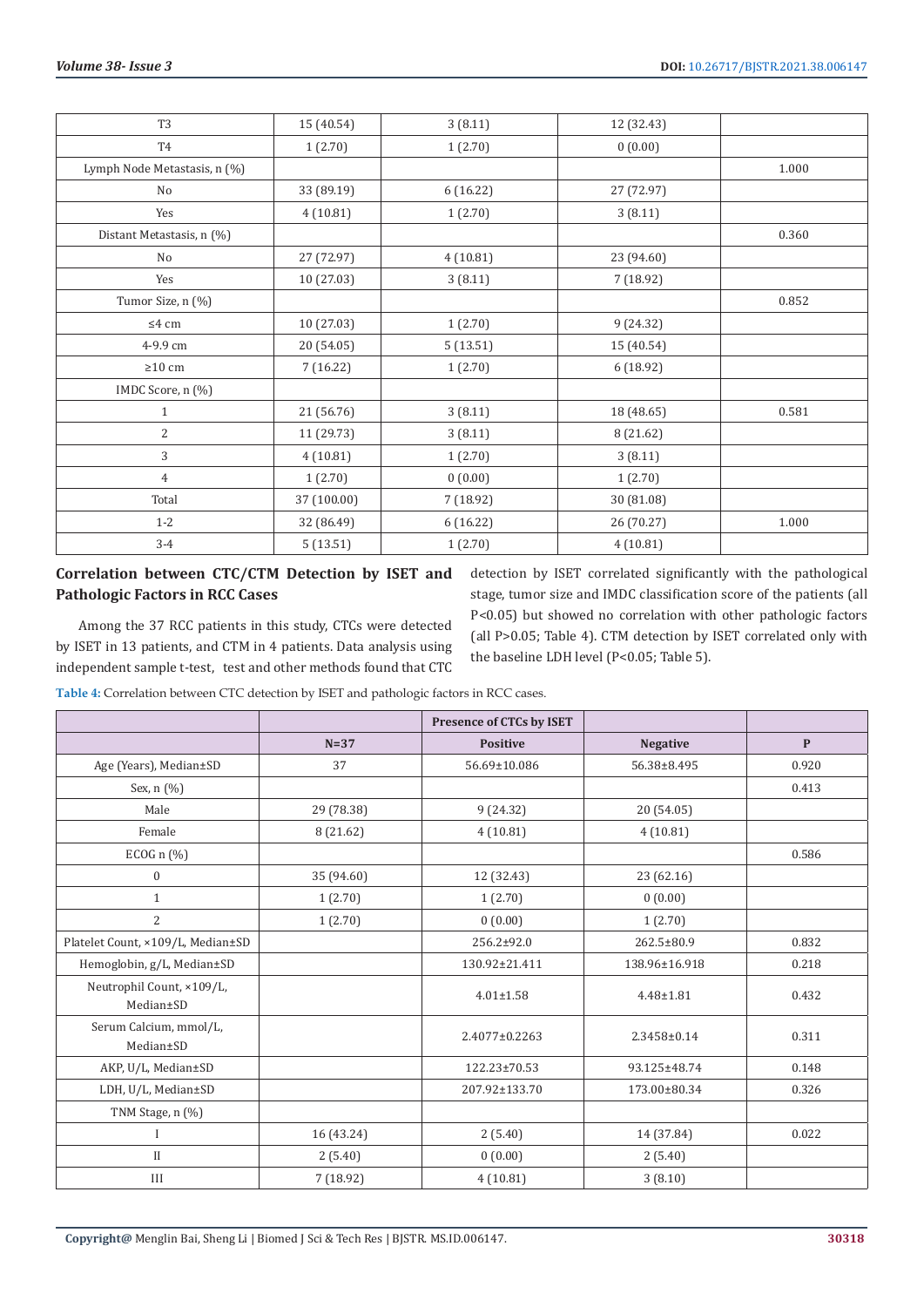| T3 | 15 (40.54) | 3 (8.11) | 12 (32.43) | |
|---|---|---|---|---|
| T4 | 1 (2.70) | 1 (2.70) | 0 (0.00) | |
| Lymph Node Metastasis, n (%) | | | | 1.000 |
| No | 33 (89.19) | 6 (16.22) | 27 (72.97) | |
| Yes | 4 (10.81) | 1 (2.70) | 3 (8.11) | |
| Distant Metastasis, n (%) | | | | 0.360 |
| No | 27 (72.97) | 4 (10.81) | 23 (94.60) | |
| Yes | 10 (27.03) | 3 (8.11) | 7 (18.92) | |
| Tumor Size, n (%) | | | | 0.852 |
| ≤4 cm | 10 (27.03) | 1 (2.70) | 9 (24.32) | |
| 4-9.9 cm | 20 (54.05) | 5 (13.51) | 15 (40.54) | |
| ≥10 cm | 7 (16.22) | 1 (2.70) | 6 (18.92) | |
| IMDC Score, n (%) | | | | |
| 1 | 21 (56.76) | 3 (8.11) | 18 (48.65) | 0.581 |
| 2 | 11 (29.73) | 3 (8.11) | 8 (21.62) | |
| 3 | 4 (10.81) | 1 (2.70) | 3 (8.11) | |
| 4 | 1 (2.70) | 0 (0.00) | 1 (2.70) | |
| Total | 37 (100.00) | 7 (18.92) | 30 (81.08) | |
| 1-2 | 32 (86.49) | 6 (16.22) | 26 (70.27) | 1.000 |
| 3-4 | 5 (13.51) | 1 (2.70) | 4 (10.81) | |

## Correlation between CTC/CTM Detection by ISET and Pathologic Factors in RCC Cases

Among the 37 RCC patients in this study, CTCs were detected by ISET in 13 patients, and CTM in 4 patients. Data analysis using independent sample t-test, test and other methods found that CTC detection by ISET correlated significantly with the pathological stage, tumor size and IMDC classification score of the patients (all P<0.05) but showed no correlation with other pathologic factors (all P>0.05; Table 4). CTM detection by ISET correlated only with the baseline LDH level (P<0.05; Table 5).

**Table 4:** Correlation between CTC detection by ISET and pathologic factors in RCC cases.

| | | Presence of CTCs by ISET | | |
|---|---|---|---|---|
| | N=37 | Positive | Negative | P |
| Age (Years), Median±SD | 37 | 56.69±10.086 | 56.38±8.495 | 0.920 |
| Sex, n (%) | | | | 0.413 |
| Male | 29 (78.38) | 9 (24.32) | 20 (54.05) | |
| Female | 8 (21.62) | 4 (10.81) | 4 (10.81) | |
| ECOG n (%) | | | | 0.586 |
| 0 | 35 (94.60) | 12 (32.43) | 23 (62.16) | |
| 1 | 1 (2.70) | 1 (2.70) | 0 (0.00) | |
| 2 | 1 (2.70) | 0 (0.00) | 1 (2.70) | |
| Platelet Count, ×109/L, Median±SD | | 256.2±92.0 | 262.5±80.9 | 0.832 |
| Hemoglobin, g/L, Median±SD | | 130.92±21.411 | 138.96±16.918 | 0.218 |
| Neutrophil Count, ×109/L, Median±SD | | 4.01±1.58 | 4.48±1.81 | 0.432 |
| Serum Calcium, mmol/L, Median±SD | | 2.4077±0.2263 | 2.3458±0.14 | 0.311 |
| AKP, U/L, Median±SD | | 122.23±70.53 | 93.125±48.74 | 0.148 |
| LDH, U/L, Median±SD | | 207.92±133.70 | 173.00±80.34 | 0.326 |
| TNM Stage, n (%) | | | | |
| I | 16 (43.24) | 2 (5.40) | 14 (37.84) | 0.022 |
| II | 2 (5.40) | 0 (0.00) | 2 (5.40) | |
| III | 7 (18.92) | 4 (10.81) | 3 (8.10) | |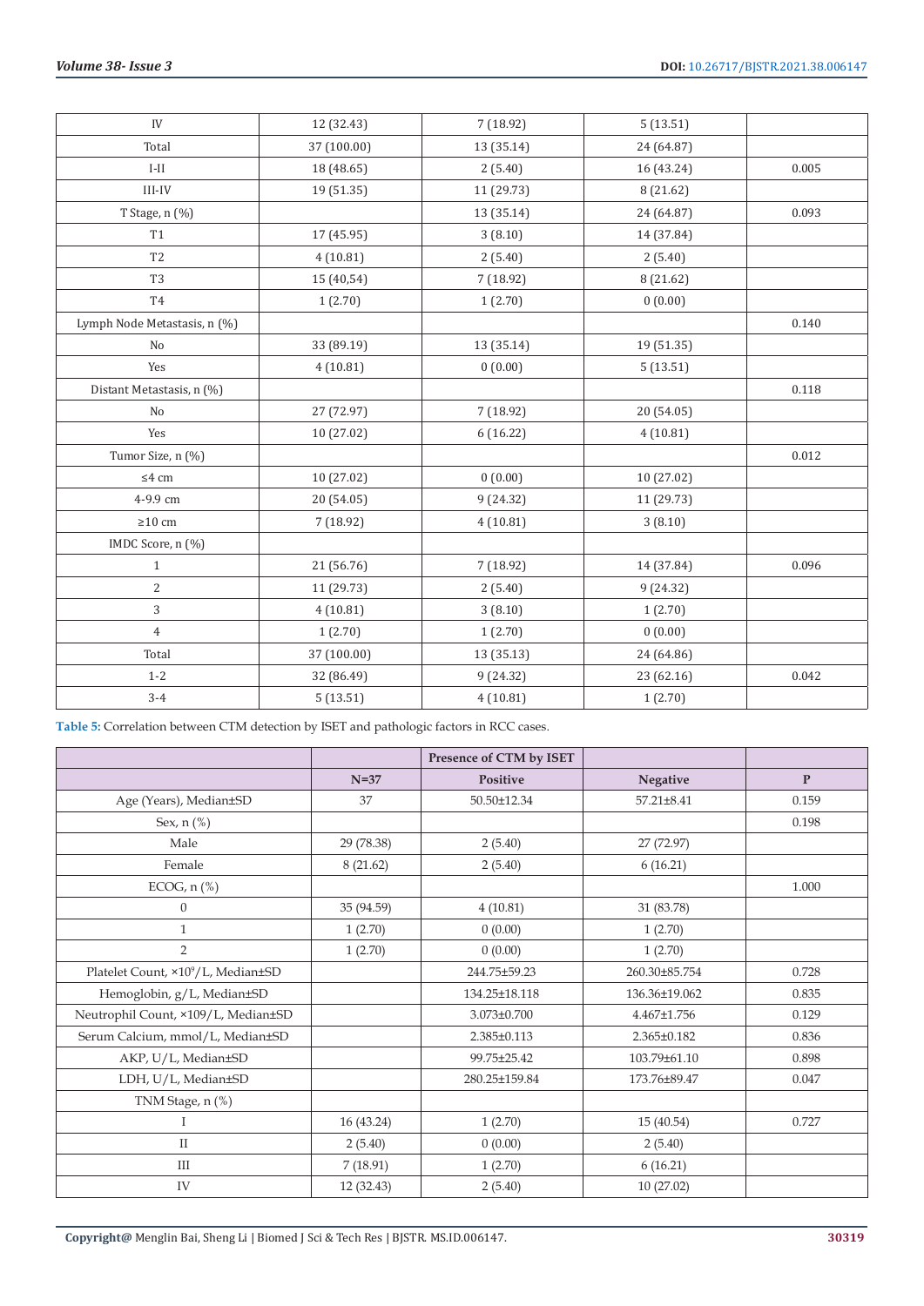| IV | 12 (32.43) | 7 (18.92) | 5 (13.51) | |
|---|---|---|---|---|
| Total | 37 (100.00) | 13 (35.14) | 24 (64.87) | |
| I-II | 18 (48.65) | 2 (5.40) | 16 (43.24) | 0.005 |
| III-IV | 19 (51.35) | 11 (29.73) | 8 (21.62) | |
| T Stage, n (%) | | 13 (35.14) | 24 (64.87) | 0.093 |
| T1 | 17 (45.95) | 3 (8.10) | 14 (37.84) | |
| T2 | 4 (10.81) | 2 (5.40) | 2 (5.40) | |
| T3 | 15 (40,54) | 7 (18.92) | 8 (21.62) | |
| T4 | 1 (2.70) | 1 (2.70) | 0 (0.00) | |
| Lymph Node Metastasis, n (%) | | | | 0.140 |
| No | 33 (89.19) | 13 (35.14) | 19 (51.35) | |
| Yes | 4 (10.81) | 0 (0.00) | 5 (13.51) | |
| Distant Metastasis, n (%) | | | | 0.118 |
| No | 27 (72.97) | 7 (18.92) | 20 (54.05) | |
| Yes | 10 (27.02) | 6 (16.22) | 4 (10.81) | |
| Tumor Size, n (%) | | | | 0.012 |
| ≤4 cm | 10 (27.02) | 0 (0.00) | 10 (27.02) | |
| 4-9.9 cm | 20 (54.05) | 9 (24.32) | 11 (29.73) | |
| ≥10 cm | 7 (18.92) | 4 (10.81) | 3 (8.10) | |
| IMDC Score, n (%) | | | | |
| 1 | 21 (56.76) | 7 (18.92) | 14 (37.84) | 0.096 |
| 2 | 11 (29.73) | 2 (5.40) | 9 (24.32) | |
| 3 | 4 (10.81) | 3 (8.10) | 1 (2.70) | |
| 4 | 1 (2.70) | 1 (2.70) | 0 (0.00) | |
| Total | 37 (100.00) | 13 (35.13) | 24 (64.86) | |
| 1-2 | 32 (86.49) | 9 (24.32) | 23 (62.16) | 0.042 |
| 3-4 | 5 (13.51) | 4 (10.81) | 1 (2.70) | |

**Table 5:** Correlation between CTM detection by ISET and pathologic factors in RCC cases.

| | | Presence of CTM by ISET | | |
|---|---|---|---|---|
| | N=37 | Positive | Negative | P |
| Age (Years), Median±SD | 37 | 50.50±12.34 | 57.21±8.41 | 0.159 |
| Sex, n (%) | | | | 0.198 |
| Male | 29 (78.38) | 2 (5.40) | 27 (72.97) | |
| Female | 8 (21.62) | 2 (5.40) | 6 (16.21) | |
| ECOG, n (%) | | | | 1.000 |
| 0 | 35 (94.59) | 4 (10.81) | 31 (83.78) | |
| 1 | 1 (2.70) | 0 (0.00) | 1 (2.70) | |
| 2 | 1 (2.70) | 0 (0.00) | 1 (2.70) | |
| Platelet Count, $\times 10^9$/L, Median±SD | | 244.75±59.23 | 260.30±85.754 | 0.728 |
| Hemoglobin, g/L, Median±SD | | 134.25±18.118 | 136.36±19.062 | 0.835 |
| Neutrophil Count, ×109/L, Median±SD | | 3.073±0.700 | 4.467±1.756 | 0.129 |
| Serum Calcium, mmol/L, Median±SD | | 2.385±0.113 | 2.365±0.182 | 0.836 |
| AKP, U/L, Median±SD | | 99.75±25.42 | 103.79±61.10 | 0.898 |
| LDH, U/L, Median±SD | | 280.25±159.84 | 173.76±89.47 | 0.047 |
| TNM Stage, n (%) | | | | |
| I | 16 (43.24) | 1 (2.70) | 15 (40.54) | 0.727 |
| II | 2 (5.40) | 0 (0.00) | 2 (5.40) | |
| III | 7 (18.91) | 1 (2.70) | 6 (16.21) | |
| IV | 12 (32.43) | 2 (5.40) | 10 (27.02) | |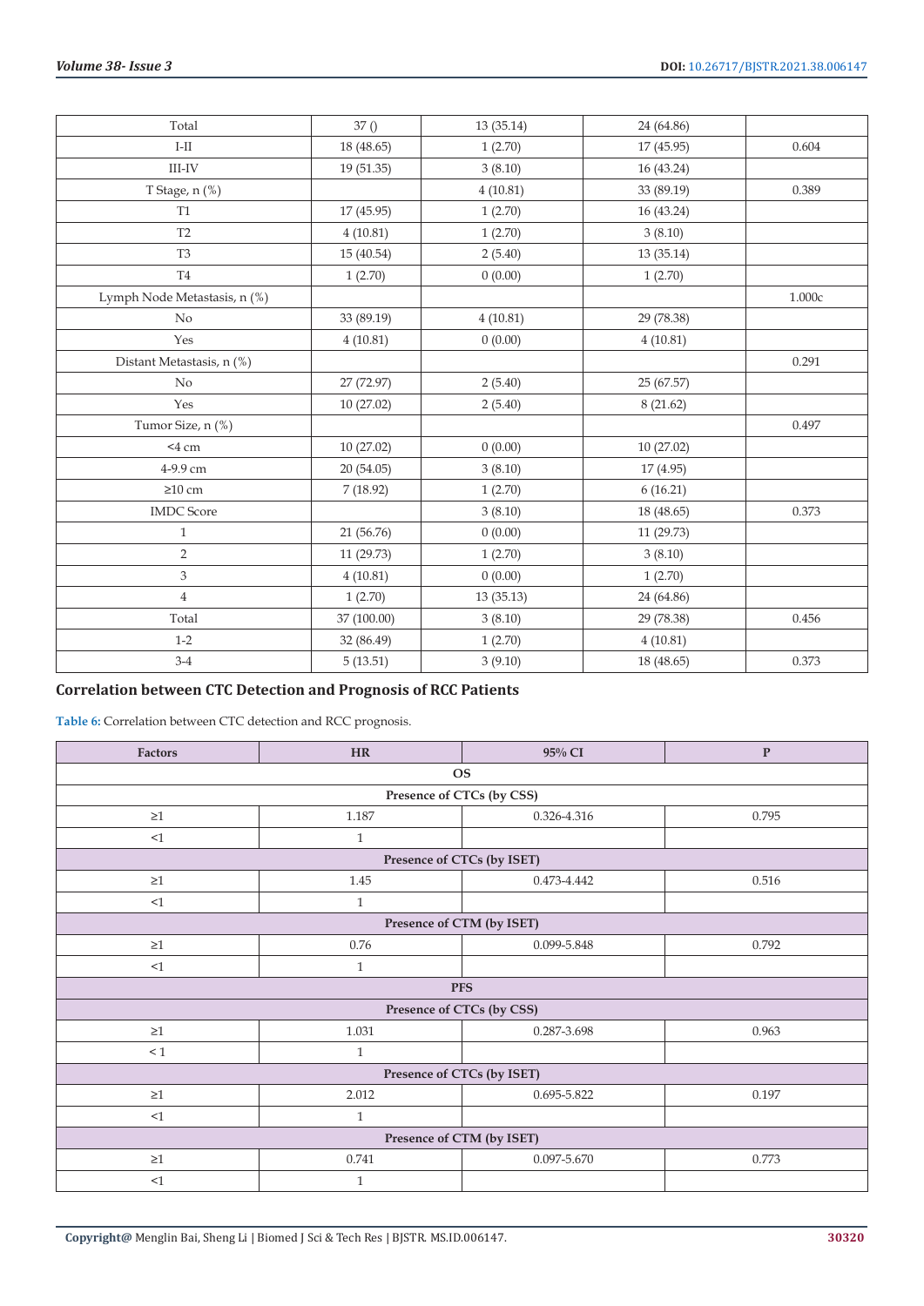| Total | 37 () | 13 (35.14) | 24 (64.86) | |
|---|---|---|---|---|
| I-II | 18 (48.65) | 1 (2.70) | 17 (45.95) | 0.604 |
| III-IV | 19 (51.35) | 3 (8.10) | 16 (43.24) | |
| T Stage, n (%) | | 4 (10.81) | 33 (89.19) | 0.389 |
| T1 | 17 (45.95) | 1 (2.70) | 16 (43.24) | |
| T2 | 4 (10.81) | 1 (2.70) | 3 (8.10) | |
| T3 | 15 (40.54) | 2 (5.40) | 13 (35.14) | |
| T4 | 1 (2.70) | 0 (0.00) | 1 (2.70) | |
| Lymph Node Metastasis, n (%) | | | | 1.000c |
| No | 33 (89.19) | 4 (10.81) | 29 (78.38) | |
| Yes | 4 (10.81) | 0 (0.00) | 4 (10.81) | |
| Distant Metastasis, n (%) | | | | 0.291 |
| No | 27 (72.97) | 2 (5.40) | 25 (67.57) | |
| Yes | 10 (27.02) | 2 (5.40) | 8 (21.62) | |
| Tumor Size, n (%) | | | | 0.497 |
| <4 cm | 10 (27.02) | 0 (0.00) | 10 (27.02) | |
| 4-9.9 cm | 20 (54.05) | 3 (8.10) | 17 (4.95) | |
| ≥10 cm | 7 (18.92) | 1 (2.70) | 6 (16.21) | |
| IMDC Score | | 3 (8.10) | 18 (48.65) | 0.373 |
| 1 | 21 (56.76) | 0 (0.00) | 11 (29.73) | |
| 2 | 11 (29.73) | 1 (2.70) | 3 (8.10) | |
| 3 | 4 (10.81) | 0 (0.00) | 1 (2.70) | |
| 4 | 1 (2.70) | 13 (35.13) | 24 (64.86) | |
| Total | 37 (100.00) | 3 (8.10) | 29 (78.38) | 0.456 |
| 1-2 | 32 (86.49) | 1 (2.70) | 4 (10.81) | |
| 3-4 | 5 (13.51) | 3 (9.10) | 18 (48.65) | 0.373 |

## Correlation between CTC Detection and Prognosis of RCC Patients

**Table 6:** Correlation between CTC detection and RCC prognosis.

| Factors | HR | 95% CI | P |
|---|---|---|---|
| **OS** | | | |
| **Presence of CTCs (by CSS)** | | | |
| ≥1 | 1.187 | 0.326-4.316 | 0.795 |
| <1 | 1 | | |
| **Presence of CTCs (by ISET)** | | | |
| ≥1 | 1.45 | 0.473-4.442 | 0.516 |
| <1 | 1 | | |
| **Presence of CTM (by ISET)** | | | |
| ≥1 | 0.76 | 0.099-5.848 | 0.792 |
| <1 | 1 | | |
| **PFS** | | | |
| **Presence of CTCs (by CSS)** | | | |
| ≥1 | 1.031 | 0.287-3.698 | 0.963 |
| < 1 | 1 | | |
| **Presence of CTCs (by ISET)** | | | |
| ≥1 | 2.012 | 0.695-5.822 | 0.197 |
| <1 | 1 | | |
| **Presence of CTM (by ISET)** | | | |
| ≥1 | 0.741 | 0.097-5.670 | 0.773 |
| <1 | 1 | | |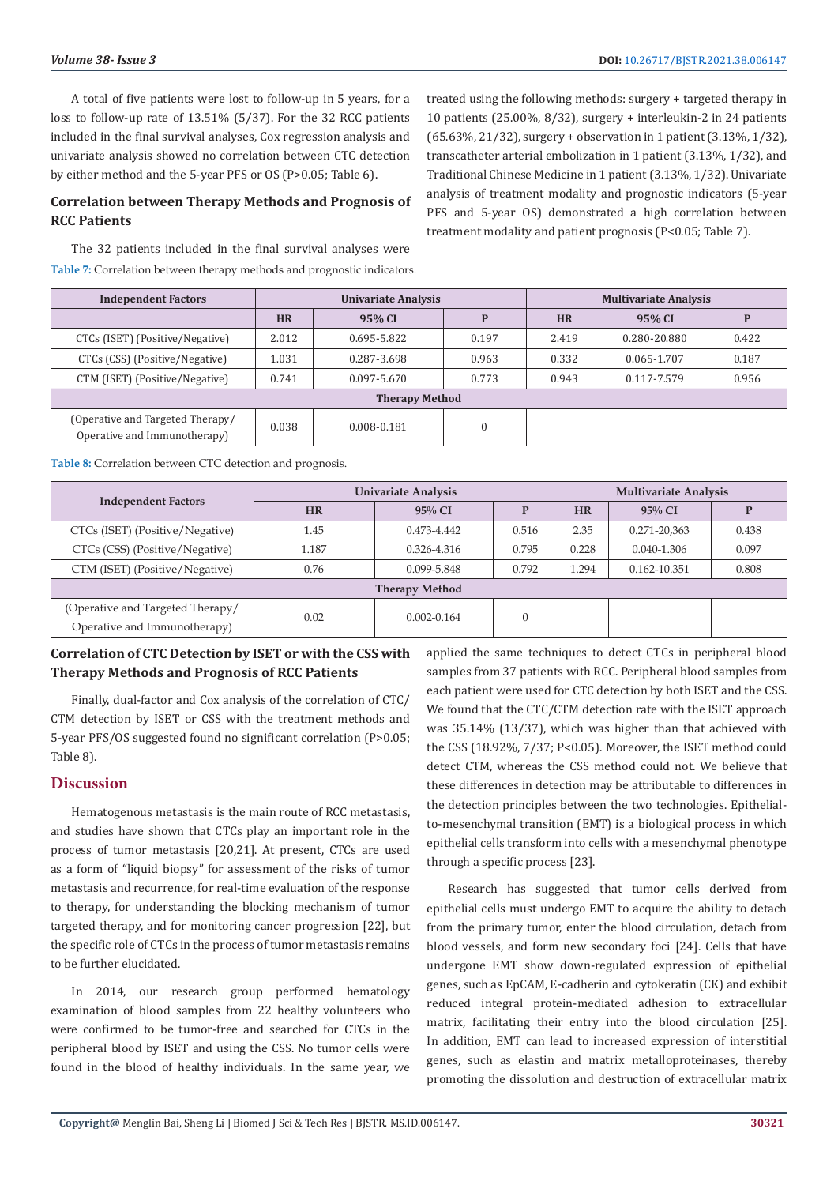A total of five patients were lost to follow-up in 5 years, for a loss to follow-up rate of 13.51% (5/37). For the 32 RCC patients included in the final survival analyses, Cox regression analysis and univariate analysis showed no correlation between CTC detection by either method and the 5-year PFS or OS (P>0.05; Table 6).

## Correlation between Therapy Methods and Prognosis of RCC Patients

The 32 patients included in the final survival analyses were treated using the following methods: surgery + targeted therapy in 10 patients (25.00%, 8/32), surgery + interleukin-2 in 24 patients (65.63%, 21/32), surgery + observation in 1 patient (3.13%, 1/32), transcatheter arterial embolization in 1 patient (3.13%, 1/32), and Traditional Chinese Medicine in 1 patient (3.13%, 1/32). Univariate analysis of treatment modality and prognostic indicators (5-year PFS and 5-year OS) demonstrated a high correlation between treatment modality and patient prognosis (P<0.05; Table 7).

**Table 7:** Correlation between therapy methods and prognostic indicators.

| Independent Factors | Univariate Analysis | | | Multivariate Analysis | | |
|---|---|---|---|---|---|---|
| | HR | 95% CI | P | HR | 95% CI | P |
| CTCs (ISET) (Positive/Negative) | 2.012 | 0.695-5.822 | 0.197 | 2.419 | 0.280-20.880 | 0.422 |
| CTCs (CSS) (Positive/Negative) | 1.031 | 0.287-3.698 | 0.963 | 0.332 | 0.065-1.707 | 0.187 |
| CTM (ISET) (Positive/Negative) | 0.741 | 0.097-5.670 | 0.773 | 0.943 | 0.117-7.579 | 0.956 |
| Therapy Method | | | | | | |
| (Operative and Targeted Therapy/ Operative and Immunotherapy) | 0.038 | 0.008-0.181 | 0 | | | |

**Table 8:** Correlation between CTC detection and prognosis.

| Independent Factors | Univariate Analysis | | | Multivariate Analysis | | |
|---|---|---|---|---|---|---|
| | HR | 95% CI | P | HR | 95% CI | P |
| CTCs (ISET) (Positive/Negative) | 1.45 | 0.473-4.442 | 0.516 | 2.35 | 0.271-20,363 | 0.438 |
| CTCs (CSS) (Positive/Negative) | 1.187 | 0.326-4.316 | 0.795 | 0.228 | 0.040-1.306 | 0.097 |
| CTM (ISET) (Positive/Negative) | 0.76 | 0.099-5.848 | 0.792 | 1.294 | 0.162-10.351 | 0.808 |
| Therapy Method | | | | | | |
| (Operative and Targeted Therapy/ Operative and Immunotherapy) | 0.02 | 0.002-0.164 | 0 | | | |

## Correlation of CTC Detection by ISET or with the CSS with Therapy Methods and Prognosis of RCC Patients

Finally, dual-factor and Cox analysis of the correlation of CTC/CTM detection by ISET or CSS with the treatment methods and 5-year PFS/OS suggested found no significant correlation (P>0.05; Table 8).

# Discussion

Hematogenous metastasis is the main route of RCC metastasis, and studies have shown that CTCs play an important role in the process of tumor metastasis [20,21]. At present, CTCs are used as a form of "liquid biopsy" for assessment of the risks of tumor metastasis and recurrence, for real-time evaluation of the response to therapy, for understanding the blocking mechanism of tumor targeted therapy, and for monitoring cancer progression [22], but the specific role of CTCs in the process of tumor metastasis remains to be further elucidated.

In 2014, our research group performed hematology examination of blood samples from 22 healthy volunteers who were confirmed to be tumor-free and searched for CTCs in the peripheral blood by ISET and using the CSS. No tumor cells were found in the blood of healthy individuals. In the same year, we applied the same techniques to detect CTCs in peripheral blood samples from 37 patients with RCC. Peripheral blood samples from each patient were used for CTC detection by both ISET and the CSS. We found that the CTC/CTM detection rate with the ISET approach was 35.14% (13/37), which was higher than that achieved with the CSS (18.92%, 7/37; P<0.05). Moreover, the ISET method could detect CTM, whereas the CSS method could not. We believe that these differences in detection may be attributable to differences in the detection principles between the two technologies. Epithelial-to-mesenchymal transition (EMT) is a biological process in which epithelial cells transform into cells with a mesenchymal phenotype through a specific process [23].

Research has suggested that tumor cells derived from epithelial cells must undergo EMT to acquire the ability to detach from the primary tumor, enter the blood circulation, detach from blood vessels, and form new secondary foci [24]. Cells that have undergone EMT show down-regulated expression of epithelial genes, such as EpCAM, E-cadherin and cytokeratin (CK) and exhibit reduced integral protein-mediated adhesion to extracellular matrix, facilitating their entry into the blood circulation [25]. In addition, EMT can lead to increased expression of interstitial genes, such as elastin and matrix metalloproteinases, thereby promoting the dissolution and destruction of extracellular matrix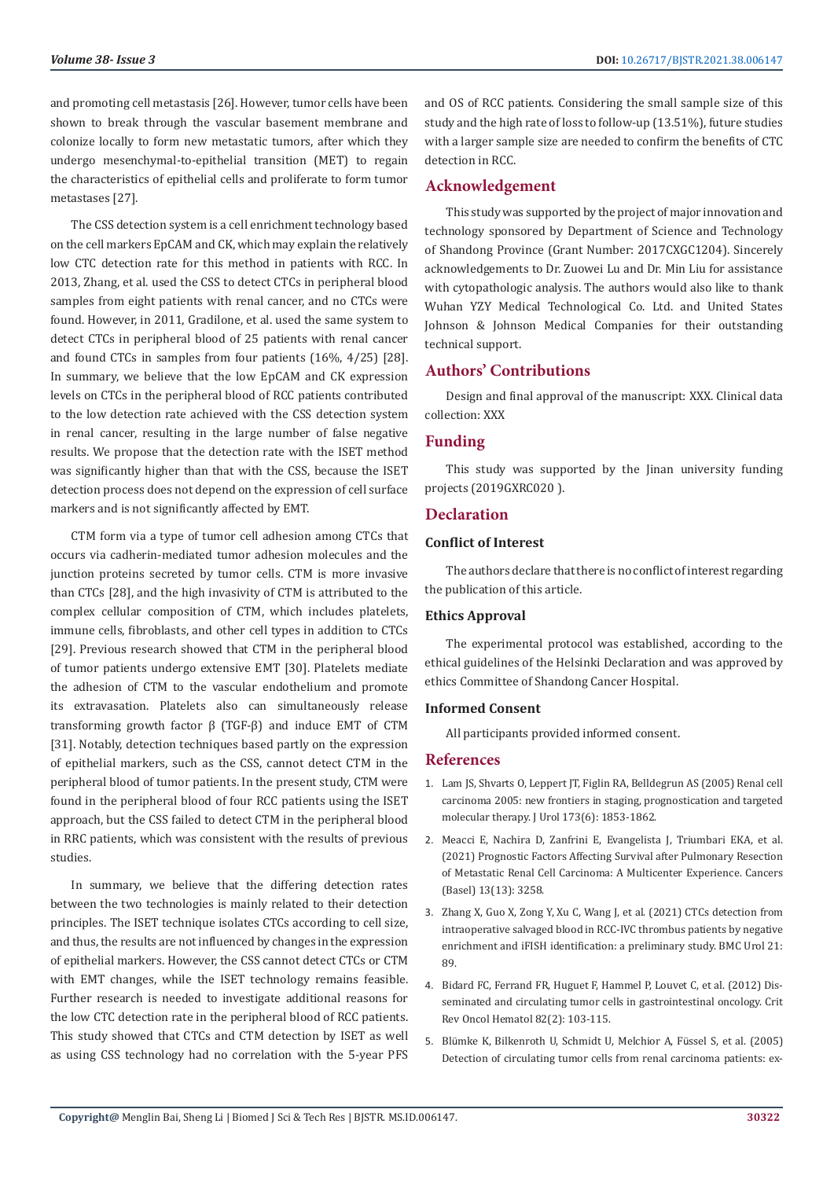and promoting cell metastasis [26]. However, tumor cells have been shown to break through the vascular basement membrane and colonize locally to form new metastatic tumors, after which they undergo mesenchymal-to-epithelial transition (MET) to regain the characteristics of epithelial cells and proliferate to form tumor metastases [27].

The CSS detection system is a cell enrichment technology based on the cell markers EpCAM and CK, which may explain the relatively low CTC detection rate for this method in patients with RCC. In 2013, Zhang, et al. used the CSS to detect CTCs in peripheral blood samples from eight patients with renal cancer, and no CTCs were found. However, in 2011, Gradilone, et al. used the same system to detect CTCs in peripheral blood of 25 patients with renal cancer and found CTCs in samples from four patients (16%, 4/25) [28]. In summary, we believe that the low EpCAM and CK expression levels on CTCs in the peripheral blood of RCC patients contributed to the low detection rate achieved with the CSS detection system in renal cancer, resulting in the large number of false negative results. We propose that the detection rate with the ISET method was significantly higher than that with the CSS, because the ISET detection process does not depend on the expression of cell surface markers and is not significantly affected by EMT.

CTM form via a type of tumor cell adhesion among CTCs that occurs via cadherin-mediated tumor adhesion molecules and the junction proteins secreted by tumor cells. CTM is more invasive than CTCs [28], and the high invasivity of CTM is attributed to the complex cellular composition of CTM, which includes platelets, immune cells, fibroblasts, and other cell types in addition to CTCs [29]. Previous research showed that CTM in the peripheral blood of tumor patients undergo extensive EMT [30]. Platelets mediate the adhesion of CTM to the vascular endothelium and promote its extravasation. Platelets also can simultaneously release transforming growth factor β (TGF-β) and induce EMT of CTM [31]. Notably, detection techniques based partly on the expression of epithelial markers, such as the CSS, cannot detect CTM in the peripheral blood of tumor patients. In the present study, CTM were found in the peripheral blood of four RCC patients using the ISET approach, but the CSS failed to detect CTM in the peripheral blood in RRC patients, which was consistent with the results of previous studies.

In summary, we believe that the differing detection rates between the two technologies is mainly related to their detection principles. The ISET technique isolates CTCs according to cell size, and thus, the results are not influenced by changes in the expression of epithelial markers. However, the CSS cannot detect CTCs or CTM with EMT changes, while the ISET technology remains feasible. Further research is needed to investigate additional reasons for the low CTC detection rate in the peripheral blood of RCC patients. This study showed that CTCs and CTM detection by ISET as well as using CSS technology had no correlation with the 5-year PFS and OS of RCC patients. Considering the small sample size of this study and the high rate of loss to follow-up (13.51%), future studies with a larger sample size are needed to confirm the benefits of CTC detection in RCC.

## Acknowledgement

This study was supported by the project of major innovation and technology sponsored by Department of Science and Technology of Shandong Province (Grant Number: 2017CXGC1204). Sincerely acknowledgements to Dr. Zuowei Lu and Dr. Min Liu for assistance with cytopathologic analysis. The authors would also like to thank Wuhan YZY Medical Technological Co. Ltd. and United States Johnson & Johnson Medical Companies for their outstanding technical support.

## Authors' Contributions

Design and final approval of the manuscript: XXX. Clinical data collection: XXX

## Funding

This study was supported by the Jinan university funding projects (2019GXRC020 ).

## Declaration

### Conflict of Interest

The authors declare that there is no conflict of interest regarding the publication of this article.

### Ethics Approval

The experimental protocol was established, according to the ethical guidelines of the Helsinki Declaration and was approved by ethics Committee of Shandong Cancer Hospital.

### Informed Consent

All participants provided informed consent.

## References

1. Lam JS, Shvarts O, Leppert JT, Figlin RA, Belldegrun AS (2005) Renal cell carcinoma 2005: new frontiers in staging, prognostication and targeted molecular therapy. J Urol 173(6): 1853-1862.
2. Meacci E, Nachira D, Zanfrini E, Evangelista J, Triumbari EKA, et al. (2021) Prognostic Factors Affecting Survival after Pulmonary Resection of Metastatic Renal Cell Carcinoma: A Multicenter Experience. Cancers (Basel) 13(13): 3258.
3. Zhang X, Guo X, Zong Y, Xu C, Wang J, et al. (2021) CTCs detection from intraoperative salvaged blood in RCC-IVC thrombus patients by negative enrichment and iFISH identification: a preliminary study. BMC Urol 21: 89.
4. Bidard FC, Ferrand FR, Huguet F, Hammel P, Louvet C, et al. (2012) Disseminated and circulating tumor cells in gastrointestinal oncology. Crit Rev Oncol Hematol 82(2): 103-115.
5. Blümke K, Bilkenroth U, Schmidt U, Melchior A, Füssel S, et al. (2005) Detection of circulating tumor cells from renal carcinoma patients: ex-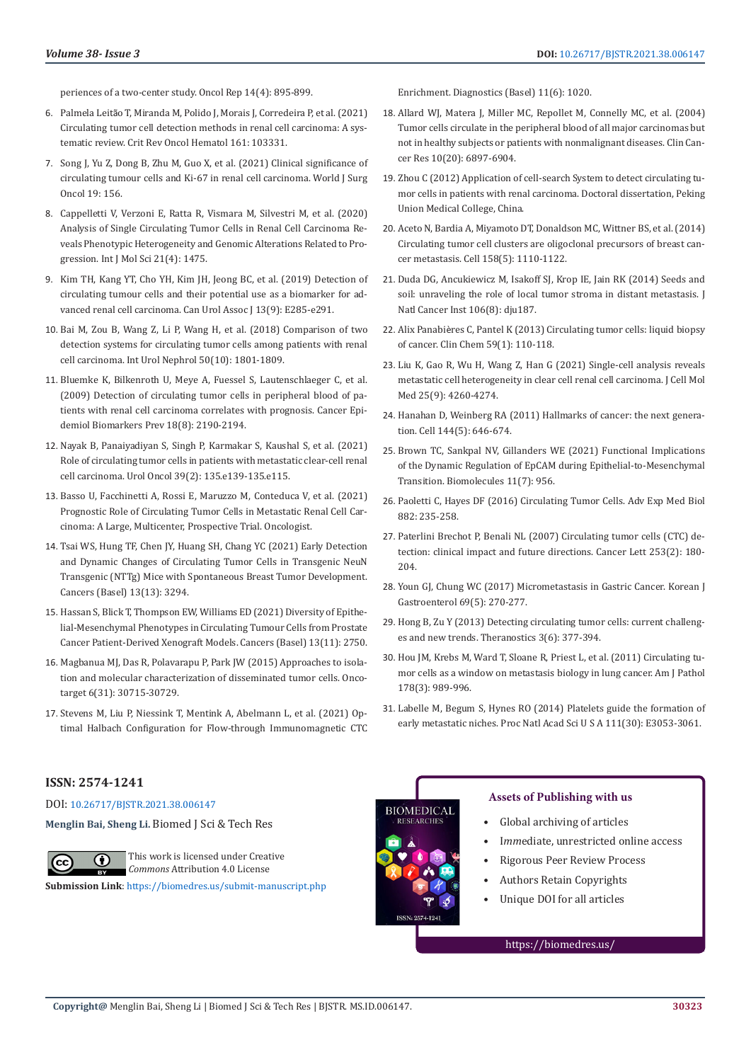periences of a two-center study. Oncol Rep 14(4): 895-899.

6. Palmela Leitão T, Miranda M, Polido J, Morais J, Corredeira P, et al. (2021) Circulating tumor cell detection methods in renal cell carcinoma: A systematic review. Crit Rev Oncol Hematol 161: 103331.
7. Song J, Yu Z, Dong B, Zhu M, Guo X, et al. (2021) Clinical significance of circulating tumour cells and Ki-67 in renal cell carcinoma. World J Surg Oncol 19: 156.
8. Cappelletti V, Verzoni E, Ratta R, Vismara M, Silvestri M, et al. (2020) Analysis of Single Circulating Tumor Cells in Renal Cell Carcinoma Reveals Phenotypic Heterogeneity and Genomic Alterations Related to Progression. Int J Mol Sci 21(4): 1475.
9. Kim TH, Kang YT, Cho YH, Kim JH, Jeong BC, et al. (2019) Detection of circulating tumour cells and their potential use as a biomarker for advanced renal cell carcinoma. Can Urol Assoc J 13(9): E285-e291.
10. Bai M, Zou B, Wang Z, Li P, Wang H, et al. (2018) Comparison of two detection systems for circulating tumor cells among patients with renal cell carcinoma. Int Urol Nephrol 50(10): 1801-1809.
11. Bluemke K, Bilkenroth U, Meye A, Fuessel S, Lautenschlaeger C, et al. (2009) Detection of circulating tumor cells in peripheral blood of patients with renal cell carcinoma correlates with prognosis. Cancer Epidemiol Biomarkers Prev 18(8): 2190-2194.
12. Nayak B, Panaiyadiyan S, Singh P, Karmakar S, Kaushal S, et al. (2021) Role of circulating tumor cells in patients with metastatic clear-cell renal cell carcinoma. Urol Oncol 39(2): 135.e139-135.e115.
13. Basso U, Facchinetti A, Rossi E, Maruzzo M, Conteduca V, et al. (2021) Prognostic Role of Circulating Tumor Cells in Metastatic Renal Cell Carcinoma: A Large, Multicenter, Prospective Trial. Oncologist.
14. Tsai WS, Hung TF, Chen JY, Huang SH, Chang YC (2021) Early Detection and Dynamic Changes of Circulating Tumor Cells in Transgenic NeuN Transgenic (NTTg) Mice with Spontaneous Breast Tumor Development. Cancers (Basel) 13(13): 3294.
15. Hassan S, Blick T, Thompson EW, Williams ED (2021) Diversity of Epithelial-Mesenchymal Phenotypes in Circulating Tumour Cells from Prostate Cancer Patient-Derived Xenograft Models. Cancers (Basel) 13(11): 2750.
16. Magbanua MJ, Das R, Polavarapu P, Park JW (2015) Approaches to isolation and molecular characterization of disseminated tumor cells. Oncotarget 6(31): 30715-30729.
17. Stevens M, Liu P, Niessink T, Mentink A, Abelmann L, et al. (2021) Optimal Halbach Configuration for Flow-through Immunomagnetic CTC Enrichment. Diagnostics (Basel) 11(6): 1020.
18. Allard WJ, Matera J, Miller MC, Repollet M, Connelly MC, et al. (2004) Tumor cells circulate in the peripheral blood of all major carcinomas but not in healthy subjects or patients with nonmalignant diseases. Clin Cancer Res 10(20): 6897-6904.
19. Zhou C (2012) Application of cell-search System to detect circulating tumor cells in patients with renal carcinoma. Doctoral dissertation, Peking Union Medical College, China.
20. Aceto N, Bardia A, Miyamoto DT, Donaldson MC, Wittner BS, et al. (2014) Circulating tumor cell clusters are oligoclonal precursors of breast cancer metastasis. Cell 158(5): 1110-1122.
21. Duda DG, Ancukiewicz M, Isakoff SJ, Krop IE, Jain RK (2014) Seeds and soil: unraveling the role of local tumor stroma in distant metastasis. J Natl Cancer Inst 106(8): dju187.
22. Alix Panabières C, Pantel K (2013) Circulating tumor cells: liquid biopsy of cancer. Clin Chem 59(1): 110-118.
23. Liu K, Gao R, Wu H, Wang Z, Han G (2021) Single-cell analysis reveals metastatic cell heterogeneity in clear cell renal cell carcinoma. J Cell Mol Med 25(9): 4260-4274.
24. Hanahan D, Weinberg RA (2011) Hallmarks of cancer: the next generation. Cell 144(5): 646-674.
25. Brown TC, Sankpal NV, Gillanders WE (2021) Functional Implications of the Dynamic Regulation of EpCAM during Epithelial-to-Mesenchymal Transition. Biomolecules 11(7): 956.
26. Paoletti C, Hayes DF (2016) Circulating Tumor Cells. Adv Exp Med Biol 882: 235-258.
27. Paterlini Brechot P, Benali NL (2007) Circulating tumor cells (CTC) detection: clinical impact and future directions. Cancer Lett 253(2): 180-204.
28. Youn GJ, Chung WC (2017) Micrometastasis in Gastric Cancer. Korean J Gastroenterol 69(5): 270-277.
29. Hong B, Zu Y (2013) Detecting circulating tumor cells: current challenges and new trends. Theranostics 3(6): 377-394.
30. Hou JM, Krebs M, Ward T, Sloane R, Priest L, et al. (2011) Circulating tumor cells as a window on metastasis biology in lung cancer. Am J Pathol 178(3): 989-996.
31. Labelle M, Begum S, Hynes RO (2014) Platelets guide the formation of early metastatic niches. Proc Natl Acad Sci U S A 111(30): E3053-3061.

**ISSN: 2574-1241**

DOI: 10.26717/BJSTR.2021.38.006147

**Menglin Bai, Sheng Li.** Biomed J Sci & Tech Res

This work is licensed under Creative *Commons* Attribution 4.0 License

**Submission Link**: https://biomedres.us/submit-manuscript.php

**Assets of Publishing with us**

- Global archiving of articles
- Immediate, unrestricted online access
- Rigorous Peer Review Process
- Authors Retain Copyrights
- Unique DOI for all articles

https://biomedres.us/